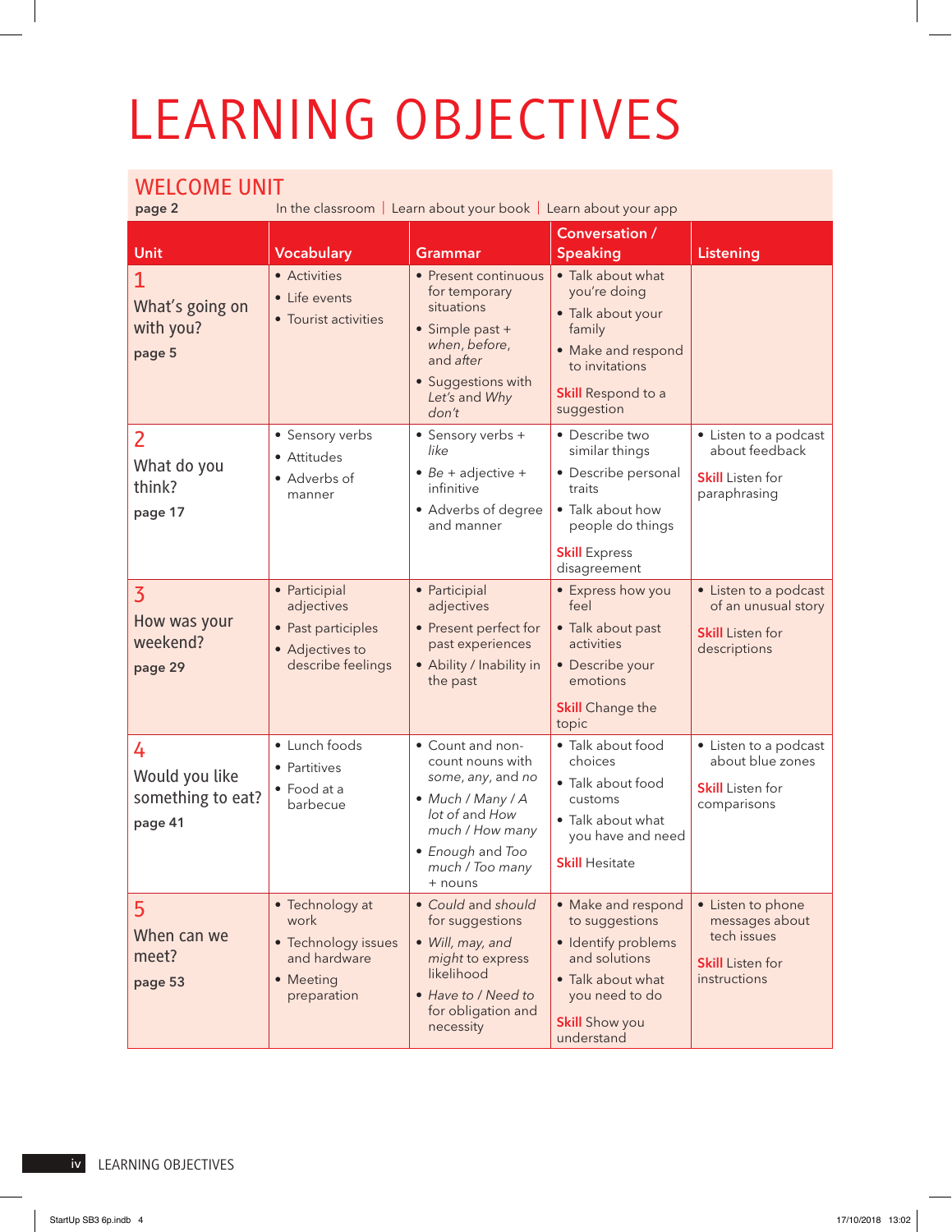# LEARNING OBJECTIVES

## WELCOME UNIT

**page 2** In the classroom | Learn about your book | Learn about your app

| Unit | Vocabulary | Grammar | Conversation / Speaking | Listening |
|---|---|---|---|---|
| 1 What's going on with you? **page 5** | • Activities<br>• Life events<br>• Tourist activities | • Present continuous for temporary situations<br>• Simple past + *when*, *before*, and *after*<br>• Suggestions with *Let's* and *Why don't* | • Talk about what you're doing<br>• Talk about your family<br>• Make and respond to invitations<br>**Skill** Respond to a suggestion | |
| 2 What do you think? **page 17** | • Sensory verbs<br>• Attitudes<br>• Adverbs of manner | • Sensory verbs + *like*<br>• *Be* + adjective + infinitive<br>• Adverbs of degree and manner | • Describe two similar things<br>• Describe personal traits<br>• Talk about how people do things<br>**Skill** Express disagreement | • Listen to a podcast about feedback<br>**Skill** Listen for paraphrasing |
| 3 How was your weekend? **page 29** | • Participial adjectives<br>• Past participles<br>• Adjectives to describe feelings | • Participial adjectives<br>• Present perfect for past experiences<br>• Ability / Inability in the past | • Express how you feel<br>• Talk about past activities<br>• Describe your emotions<br>**Skill** Change the topic | • Listen to a podcast of an unusual story<br>**Skill** Listen for descriptions |
| 4 Would you like something to eat? **page 41** | • Lunch foods<br>• Partitives<br>• Food at a barbecue | • Count and non-count nouns with *some*, *any*, and *no*<br>• *Much* / *Many* / *A lot of* and *How much* / *How many*<br>• *Enough* and *Too much* / *Too many* + nouns | • Talk about food choices<br>• Talk about food customs<br>• Talk about what you have and need<br>**Skill** Hesitate | • Listen to a podcast about blue zones<br>**Skill** Listen for comparisons |
| 5 When can we meet? **page 53** | • Technology at work<br>• Technology issues and hardware<br>• Meeting preparation | • *Could* and *should* for suggestions<br>• *Will*, *may*, and *might* to express likelihood<br>• *Have to* / *Need to* for obligation and necessity | • Make and respond to suggestions<br>• Identify problems and solutions<br>• Talk about what you need to do<br>**Skill** Show you understand | • Listen to phone messages about tech issues<br>**Skill** Listen for instructions |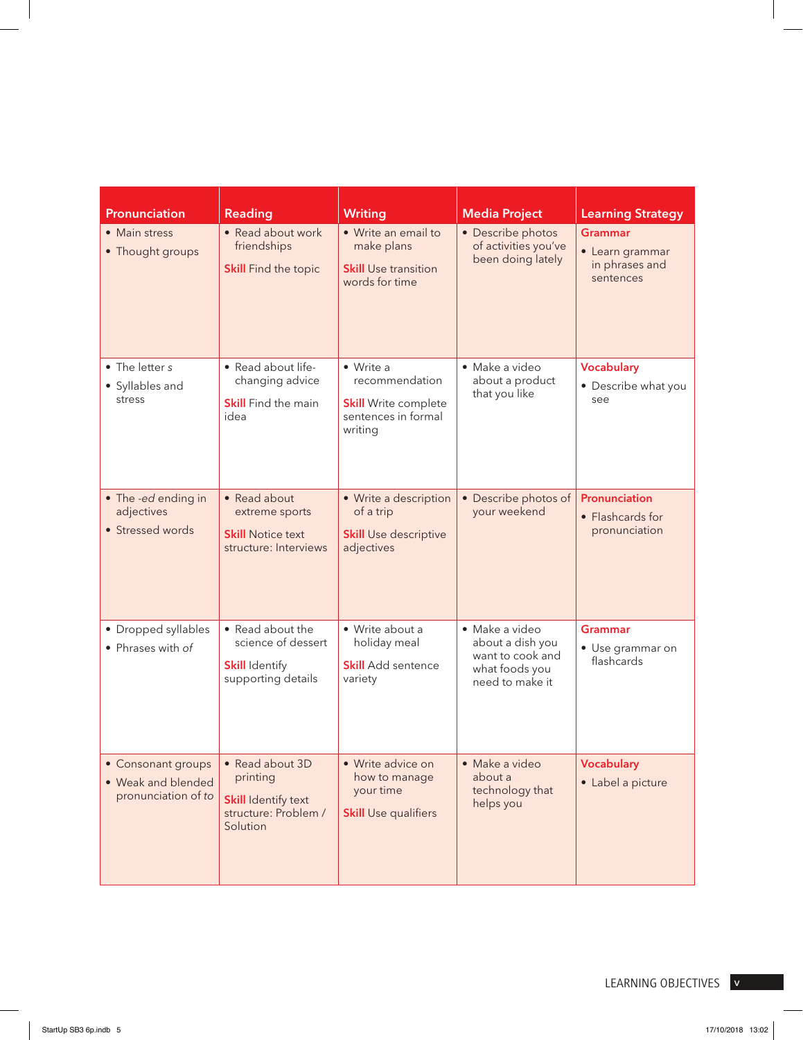| Pronunciation | Reading | Writing | Media Project | Learning Strategy |
|---|---|---|---|---|
| • Main stress<br>• Thought groups | • Read about work friendships<br>**Skill** Find the topic | • Write an email to make plans<br>**Skill** Use transition words for time | • Describe photos of activities you've been doing lately | **Grammar**<br>• Learn grammar in phrases and sentences |
| • The letter *s*<br>• Syllables and stress | • Read about life-changing advice<br>**Skill** Find the main idea | • Write a recommendation<br>**Skill** Write complete sentences in formal writing | • Make a video about a product that you like | **Vocabulary**<br>• Describe what you see |
| • The *-ed* ending in adjectives<br>• Stressed words | • Read about extreme sports<br>**Skill** Notice text structure: Interviews | • Write a description of a trip<br>**Skill** Use descriptive adjectives | • Describe photos of your weekend | **Pronunciation**<br>• Flashcards for pronunciation |
| • Dropped syllables<br>• Phrases with *of* | • Read about the science of dessert<br>**Skill** Identify supporting details | • Write about a holiday meal<br>**Skill** Add sentence variety | • Make a video about a dish you want to cook and what foods you need to make it | **Grammar**<br>• Use grammar on flashcards |
| • Consonant groups<br>• Weak and blended pronunciation of *to* | • Read about 3D printing<br>**Skill** Identify text structure: Problem / Solution | • Write advice on how to manage your time<br>**Skill** Use qualifiers | • Make a video about a technology that helps you | **Vocabulary**<br>• Label a picture |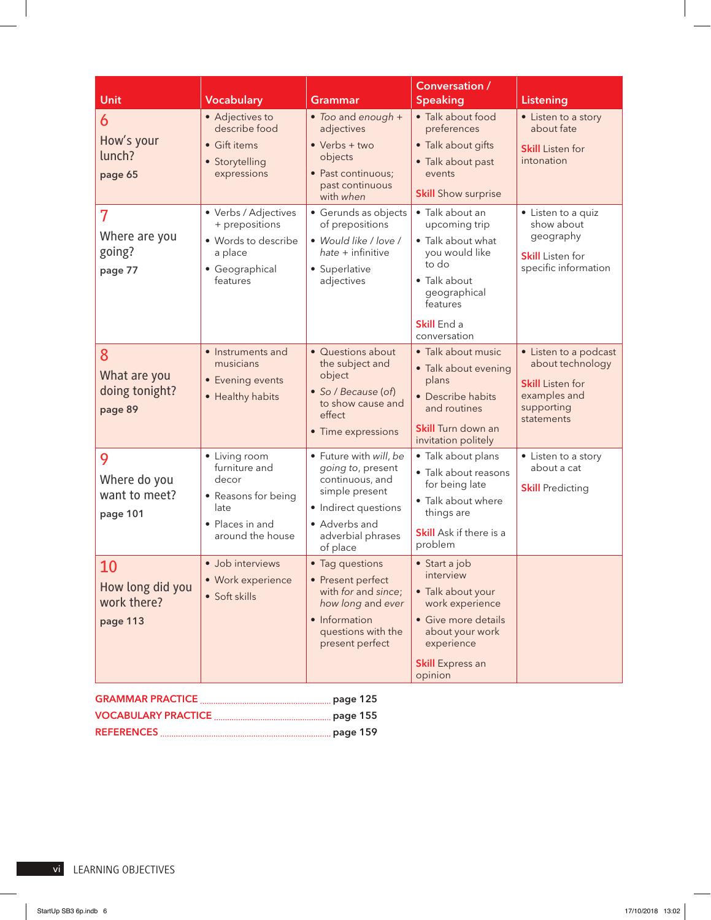| Unit | Vocabulary | Grammar | Conversation / Speaking | Listening |
| --- | --- | --- | --- | --- |
| **6** How's your lunch? **page 65** | • Adjectives to describe food<br>• Gift items<br>• Storytelling expressions | • *Too* and *enough* + adjectives<br>• Verbs + two objects<br>• Past continuous; past continuous with *when* | • Talk about food preferences<br>• Talk about gifts<br>• Talk about past events<br>**Skill** Show surprise | • Listen to a story about fate<br>**Skill** Listen for intonation |
| **7** Where are you going? **page 77** | • Verbs / Adjectives + prepositions<br>• Words to describe a place<br>• Geographical features | • Gerunds as objects of prepositions<br>• *Would like / love / hate* + infinitive<br>• Superlative adjectives | • Talk about an upcoming trip<br>• Talk about what you would like to do<br>• Talk about geographical features<br>**Skill** End a conversation | • Listen to a quiz show about geography<br>**Skill** Listen for specific information |
| **8** What are you doing tonight? **page 89** | • Instruments and musicians<br>• Evening events<br>• Healthy habits | • Questions about the subject and object<br>• *So / Because* (*of*) to show cause and effect<br>• Time expressions | • Talk about music<br>• Talk about evening plans<br>• Describe habits and routines<br>**Skill** Turn down an invitation politely | • Listen to a podcast about technology<br>**Skill** Listen for examples and supporting statements |
| **9** Where do you want to meet? **page 101** | • Living room furniture and decor<br>• Reasons for being late<br>• Places in and around the house | • Future with *will*, *be going to*, present continuous, and simple present<br>• Indirect questions<br>• Adverbs and adverbial phrases of place | • Talk about plans<br>• Talk about reasons for being late<br>• Talk about where things are<br>**Skill** Ask if there is a problem | • Listen to a story about a cat<br>**Skill** Predicting |
| **10** How long did you work there? **page 113** | • Job interviews<br>• Work experience<br>• Soft skills | • Tag questions<br>• Present perfect with *for* and *since*; *how long* and *ever*<br>• Information questions with the present perfect | • Start a job interview<br>• Talk about your work experience<br>• Give more details about your work experience<br>**Skill** Express an opinion | |

GRAMMAR PRACTICE ........ **page 125**
VOCABULARY PRACTICE ........ **page 155**
REFERENCES ........ **page 159**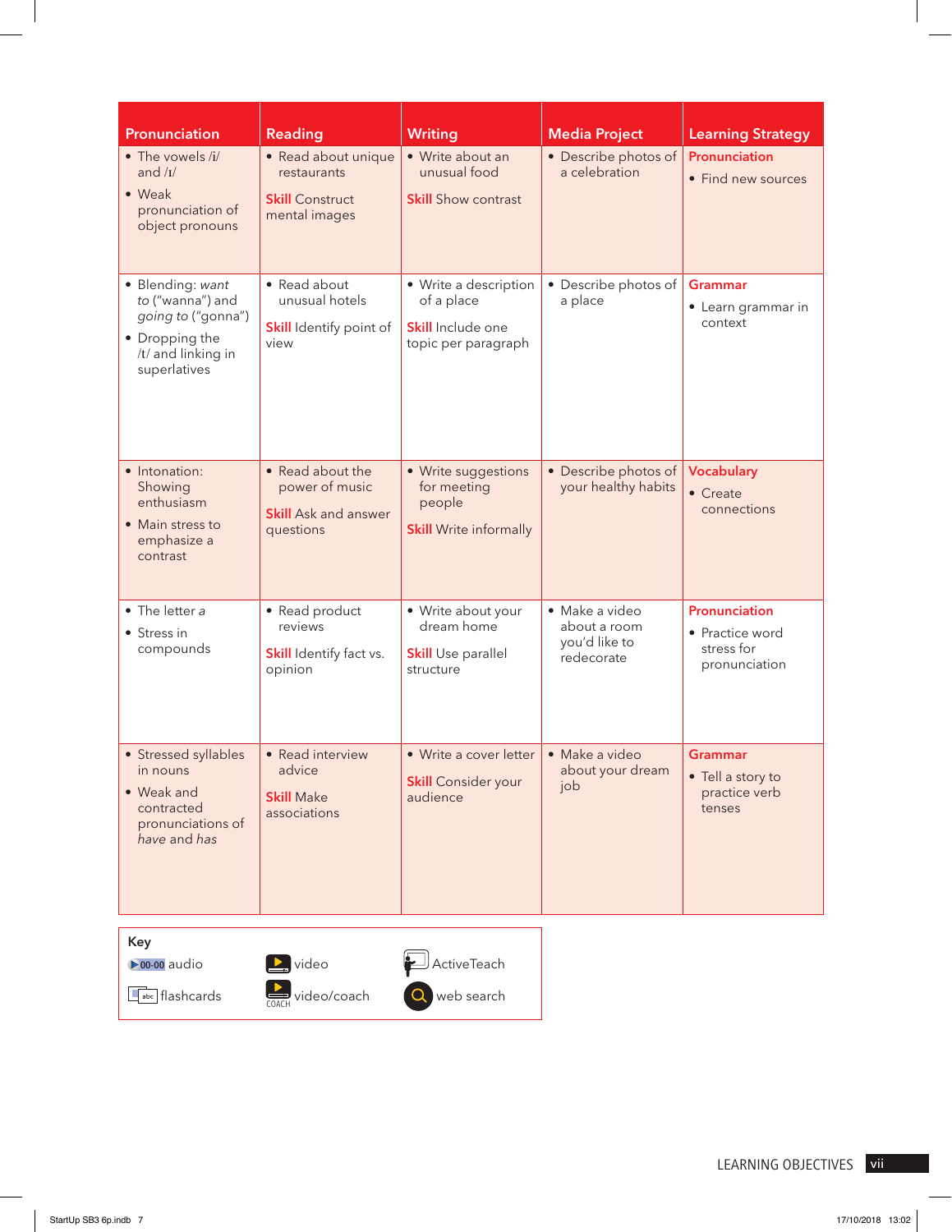| Pronunciation | Reading | Writing | Media Project | Learning Strategy |
|---|---|---|---|---|
| • The vowels /i/ and /ɪ/<br>• Weak pronunciation of object pronouns | • Read about unique restaurants<br><br>**Skill** Construct mental images | • Write about an unusual food<br><br>**Skill** Show contrast | • Describe photos of a celebration | **Pronunciation**<br>• Find new sources |
| • Blending: *want to* ("wanna") and *going to* ("gonna")<br>• Dropping the /t/ and linking in superlatives | • Read about unusual hotels<br><br>**Skill** Identify point of view | • Write a description of a place<br><br>**Skill** Include one topic per paragraph | • Describe photos of a place | **Grammar**<br>• Learn grammar in context |
| • Intonation: Showing enthusiasm<br>• Main stress to emphasize a contrast | • Read about the power of music<br><br>**Skill** Ask and answer questions | • Write suggestions for meeting people<br><br>**Skill** Write informally | • Describe photos of your healthy habits | **Vocabulary**<br>• Create connections |
| • The letter *a*<br>• Stress in compounds | • Read product reviews<br><br>**Skill** Identify fact vs. opinion | • Write about your dream home<br><br>**Skill** Use parallel structure | • Make a video about a room you'd like to redecorate | **Pronunciation**<br>• Practice word stress for pronunciation |
| • Stressed syllables in nouns<br>• Weak and contracted pronunciations of *have* and *has* | • Read interview advice<br><br>**Skill** Make associations | • Write a cover letter<br><br>**Skill** Consider your audience | • Make a video about your dream job | **Grammar**<br>• Tell a story to practice verb tenses |

**Key**

| | | |
|---|---|---|
| 00-00 audio | video | ActiveTeach |
| flashcards | video/coach | web search |